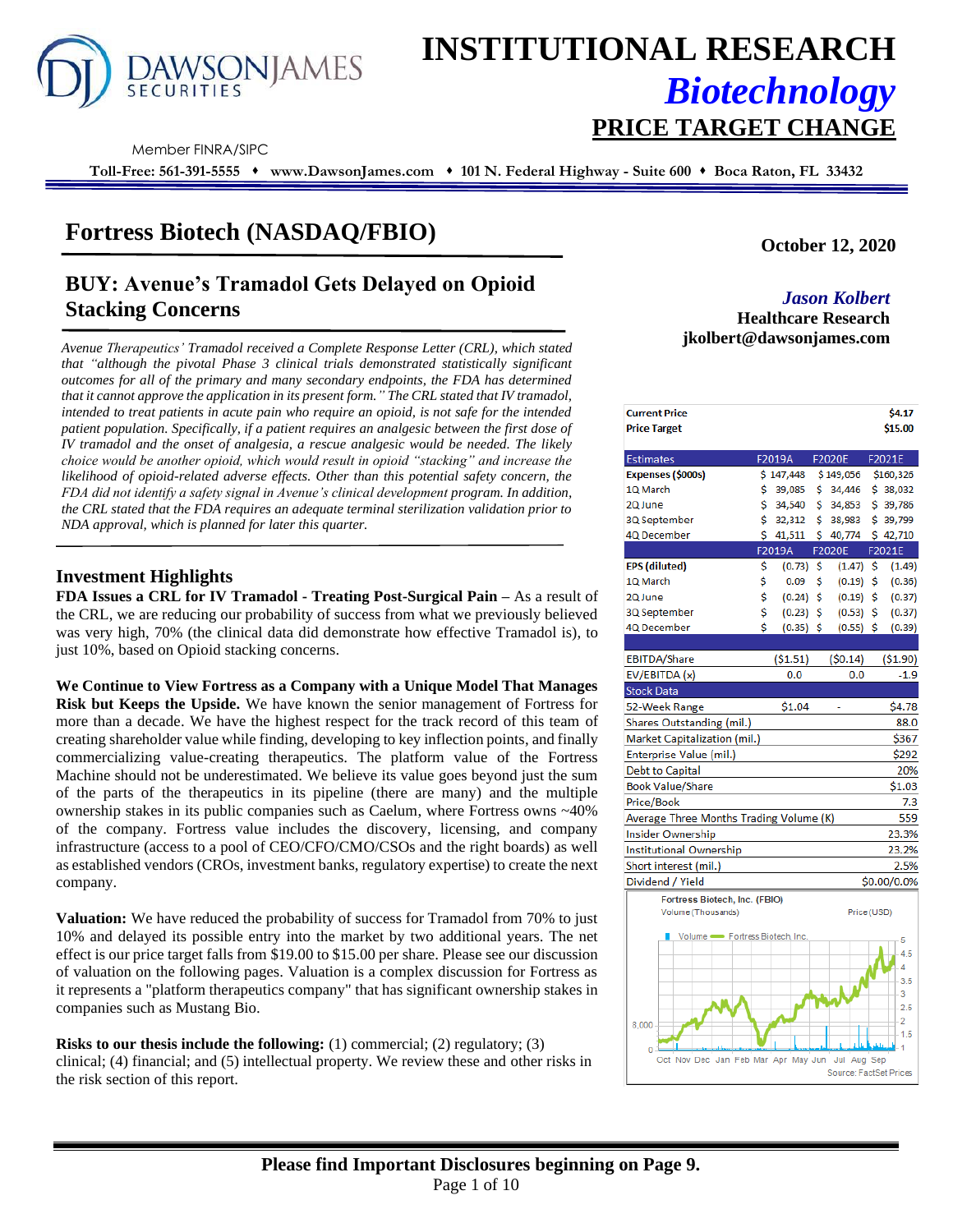# INSTITUTIONAL RESEARCH

## Biotechnology

## PRICE TARGET CHANGE

Member FINRA/SIPC

**Toll-Free: 561-391-5555 ♦ www.DawsonJames.com ♦ 101 N. Federal Highway - Suite 600 ♦ Boca Raton, FL 33432**

# Fortress Biotech (NASDAQ/FBIO)

**October 12, 2020**

## BUY: Avenue's Tramadol Gets Delayed on Opioid Stacking Concerns

***Jason Kolbert***
**Healthcare Research**
**jkolbert@dawsonjames.com**

*Avenue Therapeutics' Tramadol received a Complete Response Letter (CRL), which stated that "although the pivotal Phase 3 clinical trials demonstrated statistically significant outcomes for all of the primary and many secondary endpoints, the FDA has determined that it cannot approve the application in its present form." The CRL stated that IV tramadol, intended to treat patients in acute pain who require an opioid, is not safe for the intended patient population. Specifically, if a patient requires an analgesic between the first dose of IV tramadol and the onset of analgesia, a rescue analgesic would be needed. The likely choice would be another opioid, which would result in opioid "stacking" and increase the likelihood of opioid-related adverse effects. Other than this potential safety concern, the FDA did not identify a safety signal in Avenue's clinical development program. In addition, the CRL stated that the FDA requires an adequate terminal sterilization validation prior to NDA approval, which is planned for later this quarter.*

| | |
|---|---|
| **Current Price** | **$4.17** |
| **Price Target** | **$15.00** |

| Estimates | F2019A | F2020E | F2021E |
|---|---|---|---|
| **Expenses ($000s)** | $ 147,448 | $ 149,056 | $160,326 |
| 1Q March | $ 39,085 | $ 34,446 | $ 38,032 |
| 2Q June | $ 34,540 | $ 34,853 | $ 39,786 |
| 3Q September | $ 32,312 | $ 38,983 | $ 39,799 |
| 4Q December | $ 41,511 | $ 40,774 | $ 42,710 |
| | **F2019A** | **F2020E** | **F2021E** |
| **EPS (diluted)** | $ (0.73) | $ (1.47) | $ (1.49) |
| 1Q March | $ 0.09 | $ (0.19) | $ (0.36) |
| 2Q June | $ (0.24) | $ (0.19) | $ (0.37) |
| 3Q September | $ (0.23) | $ (0.53) | $ (0.37) |
| 4Q December | $ (0.35) | $ (0.55) | $ (0.39) |
| EBITDA/Share | ($1.51) | ($0.14) | ($1.90) |
| EV/EBITDA (x) | 0.0 | 0.0 | -1.9 |

| Stock Data | | |
|---|---|---|
| 52-Week Range | $1.04 - | $4.78 |
| Shares Outstanding (mil.) | | 88.0 |
| Market Capitalization (mil.) | | $367 |
| Enterprise Value (mil.) | | $292 |
| Debt to Capital | | 20% |
| Book Value/Share | | $1.03 |
| Price/Book | | 7.3 |
| Average Three Months Trading Volume (K) | | 559 |
| Insider Ownership | | 23.3% |
| Institutional Ownership | | 23.2% |
| Short interest (mil.) | | 2.5% |
| Dividend / Yield | | $0.00/0.0% |

Fortress Biotech, Inc. (FBIO)
Source: FactSet Prices

## Investment Highlights

**FDA Issues a CRL for IV Tramadol - Treating Post-Surgical Pain –** As a result of the CRL, we are reducing our probability of success from what we previously believed was very high, 70% (the clinical data did demonstrate how effective Tramadol is), to just 10%, based on Opioid stacking concerns.

**We Continue to View Fortress as a Company with a Unique Model That Manages Risk but Keeps the Upside.** We have known the senior management of Fortress for more than a decade. We have the highest respect for the track record of this team of creating shareholder value while finding, developing to key inflection points, and finally commercializing value-creating therapeutics. The platform value of the Fortress Machine should not be underestimated. We believe its value goes beyond just the sum of the parts of the therapeutics in its pipeline (there are many) and the multiple ownership stakes in its public companies such as Caelum, where Fortress owns ~40% of the company. Fortress value includes the discovery, licensing, and company infrastructure (access to a pool of CEO/CFO/CMO/CSOs and the right boards) as well as established vendors (CROs, investment banks, regulatory expertise) to create the next company.

**Valuation:** We have reduced the probability of success for Tramadol from 70% to just 10% and delayed its possible entry into the market by two additional years. The net effect is our price target falls from $19.00 to $15.00 per share. Please see our discussion of valuation on the following pages. Valuation is a complex discussion for Fortress as it represents a "platform therapeutics company" that has significant ownership stakes in companies such as Mustang Bio.

**Risks to our thesis include the following:** (1) commercial; (2) regulatory; (3) clinical; (4) financial; and (5) intellectual property. We review these and other risks in the risk section of this report.

**Please find Important Disclosures beginning on Page 9.**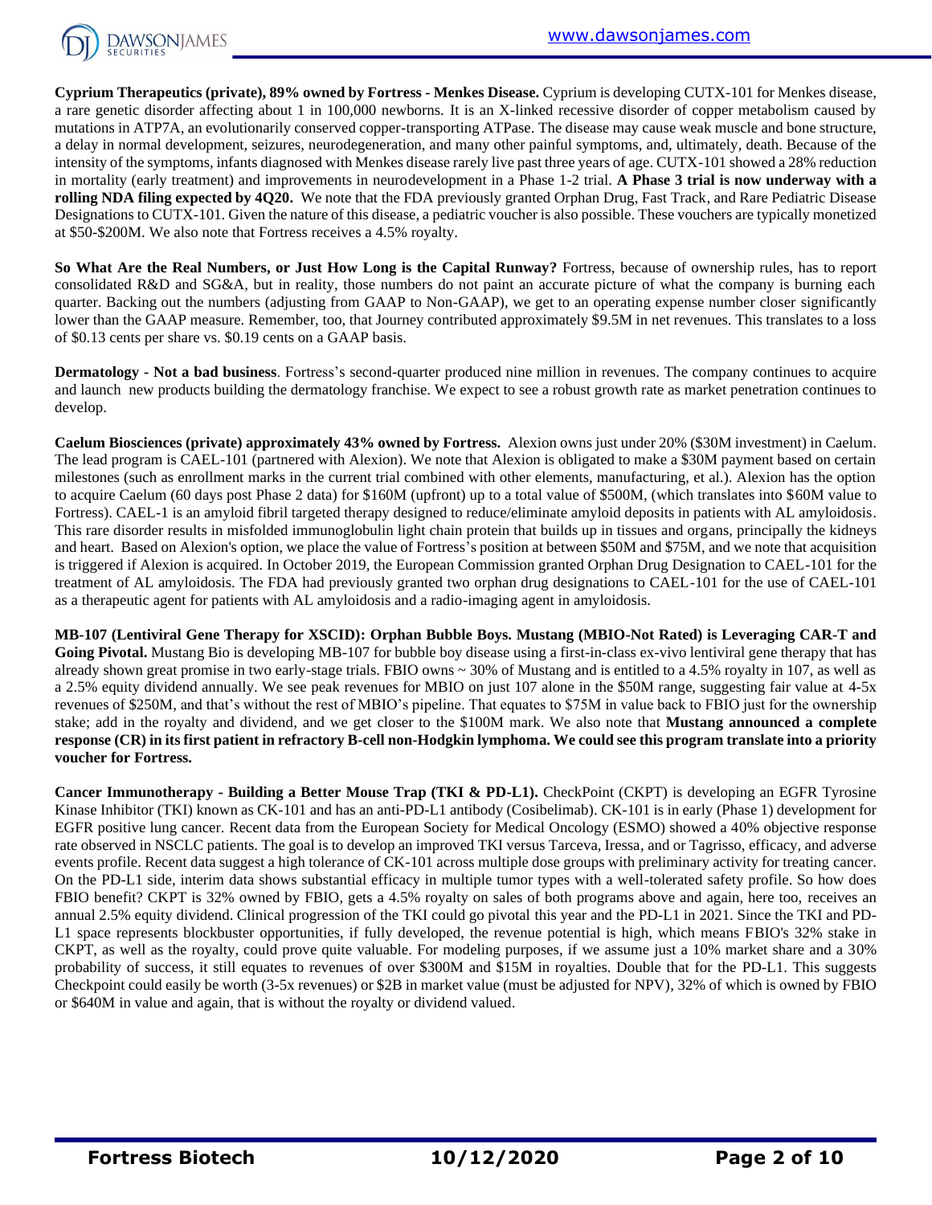**Cyprium Therapeutics (private), 89% owned by Fortress - Menkes Disease.** Cyprium is developing CUTX-101 for Menkes disease, a rare genetic disorder affecting about 1 in 100,000 newborns. It is an X-linked recessive disorder of copper metabolism caused by mutations in ATP7A, an evolutionarily conserved copper-transporting ATPase. The disease may cause weak muscle and bone structure, a delay in normal development, seizures, neurodegeneration, and many other painful symptoms, and, ultimately, death. Because of the intensity of the symptoms, infants diagnosed with Menkes disease rarely live past three years of age. CUTX-101 showed a 28% reduction in mortality (early treatment) and improvements in neurodevelopment in a Phase 1-2 trial. **A Phase 3 trial is now underway with a rolling NDA filing expected by 4Q20.** We note that the FDA previously granted Orphan Drug, Fast Track, and Rare Pediatric Disease Designations to CUTX-101. Given the nature of this disease, a pediatric voucher is also possible. These vouchers are typically monetized at $50-$200M. We also note that Fortress receives a 4.5% royalty.

**So What Are the Real Numbers, or Just How Long is the Capital Runway?** Fortress, because of ownership rules, has to report consolidated R&D and SG&A, but in reality, those numbers do not paint an accurate picture of what the company is burning each quarter. Backing out the numbers (adjusting from GAAP to Non-GAAP), we get to an operating expense number closer significantly lower than the GAAP measure. Remember, too, that Journey contributed approximately $9.5M in net revenues. This translates to a loss of $0.13 cents per share vs. $0.19 cents on a GAAP basis.

**Dermatology - Not a bad business**. Fortress's second-quarter produced nine million in revenues. The company continues to acquire and launch new products building the dermatology franchise. We expect to see a robust growth rate as market penetration continues to develop.

**Caelum Biosciences (private) approximately 43% owned by Fortress.** Alexion owns just under 20% ($30M investment) in Caelum. The lead program is CAEL-101 (partnered with Alexion). We note that Alexion is obligated to make a $30M payment based on certain milestones (such as enrollment marks in the current trial combined with other elements, manufacturing, et al.). Alexion has the option to acquire Caelum (60 days post Phase 2 data) for $160M (upfront) up to a total value of $500M, (which translates into $60M value to Fortress). CAEL-1 is an amyloid fibril targeted therapy designed to reduce/eliminate amyloid deposits in patients with AL amyloidosis. This rare disorder results in misfolded immunoglobulin light chain protein that builds up in tissues and organs, principally the kidneys and heart. Based on Alexion's option, we place the value of Fortress's position at between $50M and $75M, and we note that acquisition is triggered if Alexion is acquired. In October 2019, the European Commission granted Orphan Drug Designation to CAEL-101 for the treatment of AL amyloidosis. The FDA had previously granted two orphan drug designations to CAEL-101 for the use of CAEL-101 as a therapeutic agent for patients with AL amyloidosis and a radio-imaging agent in amyloidosis.

**MB-107 (Lentiviral Gene Therapy for XSCID): Orphan Bubble Boys. Mustang (MBIO-Not Rated) is Leveraging CAR-T and Going Pivotal.** Mustang Bio is developing MB-107 for bubble boy disease using a first-in-class ex-vivo lentiviral gene therapy that has already shown great promise in two early-stage trials. FBIO owns ~ 30% of Mustang and is entitled to a 4.5% royalty in 107, as well as a 2.5% equity dividend annually. We see peak revenues for MBIO on just 107 alone in the $50M range, suggesting fair value at 4-5x revenues of $250M, and that's without the rest of MBIO's pipeline. That equates to $75M in value back to FBIO just for the ownership stake; add in the royalty and dividend, and we get closer to the $100M mark. We also note that **Mustang announced a complete response (CR) in its first patient in refractory B-cell non-Hodgkin lymphoma. We could see this program translate into a priority voucher for Fortress.**

**Cancer Immunotherapy - Building a Better Mouse Trap (TKI & PD-L1).** CheckPoint (CKPT) is developing an EGFR Tyrosine Kinase Inhibitor (TKI) known as CK-101 and has an anti-PD-L1 antibody (Cosibelimab). CK-101 is in early (Phase 1) development for EGFR positive lung cancer. Recent data from the European Society for Medical Oncology (ESMO) showed a 40% objective response rate observed in NSCLC patients. The goal is to develop an improved TKI versus Tarceva, Iressa, and or Tagrisso, efficacy, and adverse events profile. Recent data suggest a high tolerance of CK-101 across multiple dose groups with preliminary activity for treating cancer. On the PD-L1 side, interim data shows substantial efficacy in multiple tumor types with a well-tolerated safety profile. So how does FBIO benefit? CKPT is 32% owned by FBIO, gets a 4.5% royalty on sales of both programs above and again, here too, receives an annual 2.5% equity dividend. Clinical progression of the TKI could go pivotal this year and the PD-L1 in 2021. Since the TKI and PD-L1 space represents blockbuster opportunities, if fully developed, the revenue potential is high, which means FBIO's 32% stake in CKPT, as well as the royalty, could prove quite valuable. For modeling purposes, if we assume just a 10% market share and a 30% probability of success, it still equates to revenues of over $300M and $15M in royalties. Double that for the PD-L1. This suggests Checkpoint could easily be worth (3-5x revenues) or $2B in market value (must be adjusted for NPV), 32% of which is owned by FBIO or $640M in value and again, that is without the royalty or dividend valued.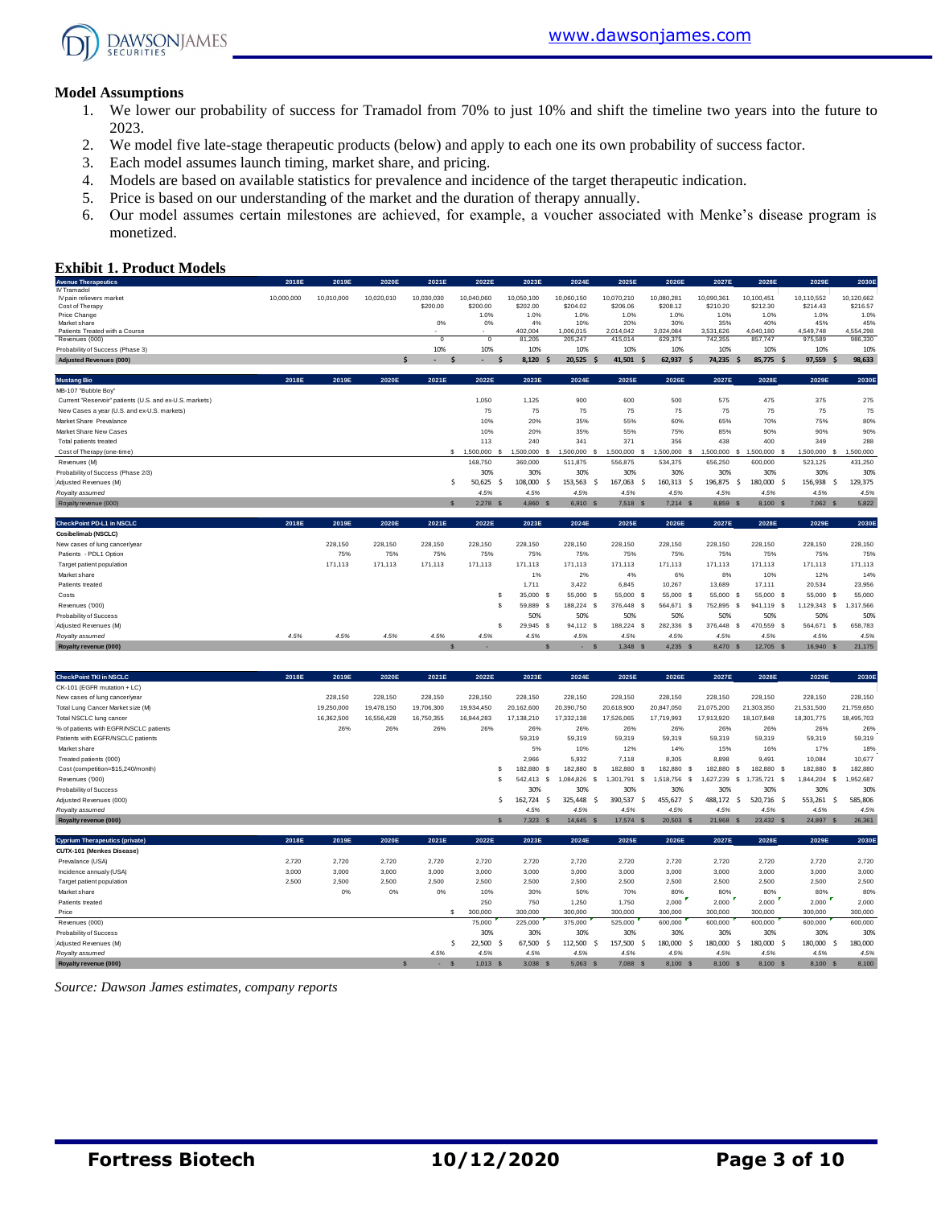## Model Assumptions

1. We lower our probability of success for Tramadol from 70% to just 10% and shift the timeline two years into the future to 2023.
2. We model five late-stage therapeutic products (below) and apply to each one its own probability of success factor.
3. Each model assumes launch timing, market share, and pricing.
4. Models are based on available statistics for prevalence and incidence of the target therapeutic indication.
5. Price is based on our understanding of the market and the duration of therapy annually.
6. Our model assumes certain milestones are achieved, for example, a voucher associated with Menke's disease program is monetized.

## Exhibit 1. Product Models

| Avenue Therapeutics | 2018E | 2019E | 2020E | 2021E | 2022E | 2023E | 2024E | 2025E | 2026E | 2027E | 2028E | 2029E | 2030E |
|---|---|---|---|---|---|---|---|---|---|---|---|---|---|
| IV Tramadol | | | | | | | | | | | | | |
| IV pain relievers market | 10,000,000 | 10,010,000 | 10,020,010 | 10,030,030 | 10,040,060 | 10,050,100 | 10,060,150 | 10,070,210 | 10,080,281 | 10,090,361 | 10,100,451 | 10,110,552 | 10,120,662 |
| Cost of Therapy | | | | $200.00 | $200.00 | $202.00 | $204.02 | $206.06 | $208.12 | $210.20 | $212.30 | $214.43 | $216.57 |
| Price Change | | | | | 1.0% | 1.0% | 1.0% | 1.0% | 1.0% | 1.0% | 1.0% | 1.0% | 1.0% |
| Market share | | | | 0% | 0% | 4% | 10% | 20% | 30% | 35% | 40% | 45% | 45% |
| Patients Treated with a Course | | | | - | - | 402,004 | 1,006,015 | 2,014,042 | 3,024,084 | 3,531,626 | 4,040,180 | 4,549,748 | 4,554,298 |
| Revenues (000) | | | | 0 | 0 | 81,205 | 205,247 | 415,014 | 629,375 | 742,355 | 857,747 | 975,589 | 986,330 |
| Probability of Success (Phase 3) | | | | 10% | 10% | 10% | 10% | 10% | 10% | 10% | 10% | 10% | 10% |
| Adjusted Revenues (000) | | | $ | - $ | - $ | 8,120 $ | 20,525 $ | 41,501 $ | 62,937 $ | 74,235 $ | 85,775 $ | 97,559 $ | 98,633 |

| Mustang Bio | 2018E | 2019E | 2020E | 2021E | 2022E | 2023E | 2024E | 2025E | 2026E | 2027E | 2028E | 2029E | 2030E |
|---|---|---|---|---|---|---|---|---|---|---|---|---|---|
| MB-107 "Bubble Boy" | | | | | | | | | | | | | |
| Current "Reservoir" patients (U.S. and ex-U.S. markets) | | | | | 1,050 | 1,125 | 900 | 600 | 500 | 575 | 475 | 375 | 275 |
| New Cases a year (U.S. and ex-U.S. markets) | | | | | 75 | 75 | 75 | 75 | 75 | 75 | 75 | 75 | 75 |
| Market Share Prevalence | | | | | 10% | 20% | 35% | 55% | 60% | 65% | 70% | 75% | 80% |
| Market Share New Cases | | | | | 10% | 20% | 35% | 55% | 75% | 85% | 90% | 90% | 90% |
| Total patients treated | | | | | 113 | 240 | 341 | 371 | 356 | 438 | 400 | 349 | 288 |
| Cost of Therapy (one-time) | | | | $ | 1,500,000 $ | 1,500,000 $ | 1,500,000 $ | 1,500,000 $ | 1,500,000 $ | 1,500,000 $ | 1,500,000 $ | 1,500,000 $ | 1,500,000 |
| Revenues (M) | | | | | 168,750 | 360,000 | 511,875 | 556,875 | 534,375 | 656,250 | 600,000 | 523,125 | 431,250 |
| Probability of Success (Phase 2/3) | | | | | 30% | 30% | 30% | 30% | 30% | 30% | 30% | 30% | 30% |
| Adjusted Revenues (M) | | | | $ | 50,625 $ | 108,000 $ | 153,563 $ | 167,063 $ | 160,313 $ | 196,875 $ | 180,000 $ | 156,938 $ | 129,375 |
| Royalty assumed | | | | | 4.5% | 4.5% | 4.5% | 4.5% | 4.5% | 4.5% | 4.5% | 4.5% | 4.5% |
| Royalty revenue (000) | | | | $ | 2,278 $ | 4,860 $ | 6,910 $ | 7,518 $ | 7,214 $ | 8,859 $ | 8,100 $ | 7,062 $ | 5,822 |

| CheckPoint PD-L1 in NSCLC | 2018E | 2019E | 2020E | 2021E | 2022E | 2023E | 2024E | 2025E | 2026E | 2027E | 2028E | 2029E | 2030E |
|---|---|---|---|---|---|---|---|---|---|---|---|---|---|
| Cosibelimab (NSCLC) | | | | | | | | | | | | | |
| New cases of lung cancer/year | | 228,150 | 228,150 | 228,150 | 228,150 | 228,150 | 228,150 | 228,150 | 228,150 | 228,150 | 228,150 | 228,150 | 228,150 |
| Patients - PDL1 Option | | 75% | 75% | 75% | 75% | 75% | 75% | 75% | 75% | 75% | 75% | 75% | 75% |
| Target patient population | | 171,113 | 171,113 | 171,113 | 171,113 | 171,113 | 171,113 | 171,113 | 171,113 | 171,113 | 171,113 | 171,113 | 171,113 |
| Market share | | | | | | 1% | 2% | 4% | 6% | 8% | 10% | 12% | 14% |
| Patients treated | | | | | | 1,711 | 3,422 | 6,845 | 10,267 | 13,689 | 17,111 | 20,534 | 23,956 |
| Costs | | | | | $ | 35,000 $ | 55,000 $ | 55,000 $ | 55,000 $ | 55,000 $ | 55,000 $ | 55,000 $ | 55,000 |
| Revenues ('000) | | | | | $ | 59,889 $ | 188,224 $ | 376,448 $ | 564,671 $ | 752,895 $ | 941,119 $ | 1,129,343 $ | 1,317,566 |
| Probability of Success | | | | | | 50% | 50% | 50% | 50% | 50% | 50% | 50% | 50% |
| Adjusted Revenues (M) | | | | | $ | 29,945 $ | 94,112 $ | 188,224 $ | 282,336 $ | 376,448 $ | 470,559 $ | 564,671 $ | 658,783 |
| Royalty assumed | 4.5% | 4.5% | 4.5% | 4.5% | 4.5% | 4.5% | 4.5% | 4.5% | 4.5% | 4.5% | 4.5% | 4.5% | 4.5% |
| Royalty revenue (000) | | | | $ | - | $ | - $ | 1,348 $ | 4,235 $ | 8,470 $ | 12,705 $ | 16,940 $ | 21,175 |

| CheckPoint TKI in NSCLC | 2018E | 2019E | 2020E | 2021E | 2022E | 2023E | 2024E | 2025E | 2026E | 2027E | 2028E | 2029E | 2030E |
|---|---|---|---|---|---|---|---|---|---|---|---|---|---|
| CK-101 (EGFR mutation + LC) | | | | | | | | | | | | | |
| New cases of lung cancer/year | | 228,150 | 228,150 | 228,150 | 228,150 | 228,150 | 228,150 | 228,150 | 228,150 | 228,150 | 228,150 | 228,150 | 228,150 |
| Total Lung Cancer Market size (M) | | 19,250,000 | 19,478,150 | 19,706,300 | 19,934,450 | 20,162,600 | 20,390,750 | 20,618,900 | 20,847,050 | 21,075,200 | 21,303,350 | 21,531,500 | 21,759,650 |
| Total NSCLC lung cancer | | 16,362,500 | 16,556,428 | 16,750,355 | 16,944,283 | 17,138,210 | 17,332,138 | 17,526,065 | 17,719,993 | 17,913,920 | 18,107,848 | 18,301,775 | 18,495,703 |
| % of patients with EGFR/NSCLC patients | | 26% | 26% | 26% | 26% | 26% | 26% | 26% | 26% | 26% | 26% | 26% | 26% |
| Patients with EGFR/NSCLC patients | | | | | | 59,319 | 59,319 | 59,319 | 59,319 | 59,319 | 59,319 | 59,319 | 59,319 |
| Market share | | | | | | 5% | 10% | 12% | 14% | 15% | 16% | 17% | 18% |
| Treated patients (000) | | | | | | 2,966 | 5,932 | 7,118 | 8,305 | 8,898 | 9,491 | 10,084 | 10,677 |
| Cost (competition=$15,240/month) | | | | | $ | 182,880 $ | 182,880 $ | 182,880 $ | 182,880 $ | 182,880 $ | 182,880 $ | 182,880 $ | 182,880 |
| Revenues ('000) | | | | | $ | 542,413 $ | 1,084,826 $ | 1,301,791 $ | 1,518,756 $ | 1,627,239 $ | 1,735,721 $ | 1,844,204 $ | 1,952,687 |
| Probability of Success | | | | | | 30% | 30% | 30% | 30% | 30% | 30% | 30% | 30% |
| Adjusted Revenues (000) | | | | | $ | 162,724 $ | 325,448 $ | 390,537 $ | 455,627 $ | 488,172 $ | 520,716 $ | 553,261 $ | 585,806 |
| Royalty assumed | | | | | | 4.5% | 4.5% | 4.5% | 4.5% | 4.5% | 4.5% | 4.5% | 4.5% |
| Royalty revenue (000) | | | | | $ | 7,323 $ | 14,645 $ | 17,574 $ | 20,503 $ | 21,968 $ | 23,432 $ | 24,897 $ | 26,361 |

| Cyprium Therapeutics (private) | 2018E | 2019E | 2020E | 2021E | 2022E | 2023E | 2024E | 2025E | 2026E | 2027E | 2028E | 2029E | 2030E |
|---|---|---|---|---|---|---|---|---|---|---|---|---|---|
| CUTX-101 (Menkes Disease) | | | | | | | | | | | | | |
| Prevalance (USA) | 2,720 | 2,720 | 2,720 | 2,720 | 2,720 | 2,720 | 2,720 | 2,720 | 2,720 | 2,720 | 2,720 | 2,720 | 2,720 |
| Incidence annualy (USA) | 3,000 | 3,000 | 3,000 | 3,000 | 3,000 | 3,000 | 3,000 | 3,000 | 3,000 | 3,000 | 3,000 | 3,000 | 3,000 |
| Target patient population | 2,500 | 2,500 | 2,500 | 2,500 | 2,500 | 2,500 | 2,500 | 2,500 | 2,500 | 2,500 | 2,500 | 2,500 | 2,500 |
| Market share | | 0% | 0% | 0% | 10% | 30% | 50% | 70% | 80% | 80% | 80% | 80% | 80% |
| Patients treated | | | | | 250 | 750 | 1,250 | 1,750 | 2,000 | 2,000 | 2,000 | 2,000 | 2,000 |
| Price | | | | $ | 300,000 | 300,000 | 300,000 | 300,000 | 300,000 | 300,000 | 300,000 | 300,000 | 300,000 |
| Revenues (000) | | | | | 75,000 | 225,000 | 375,000 | 525,000 | 600,000 | 600,000 | 600,000 | 600,000 | 600,000 |
| Probability of Success | | | | | 30% | 30% | 30% | 30% | 30% | 30% | 30% | 30% | 30% |
| Adjusted Revenues (M) | | | | $ | 22,500 $ | 67,500 $ | 112,500 $ | 157,500 $ | 180,000 $ | 180,000 $ | 180,000 $ | 180,000 $ | 180,000 |
| Royalty assumed | | | | 4.5% | 4.5% | 4.5% | 4.5% | 4.5% | 4.5% | 4.5% | 4.5% | 4.5% | 4.5% |
| Royalty revenue (000) | | | $ | - $ | 1,013 $ | 3,038 $ | 5,063 $ | 7,088 $ | 8,100 $ | 8,100 $ | 8,100 $ | 8,100 $ | 8,100 |

*Source: Dawson James estimates, company reports*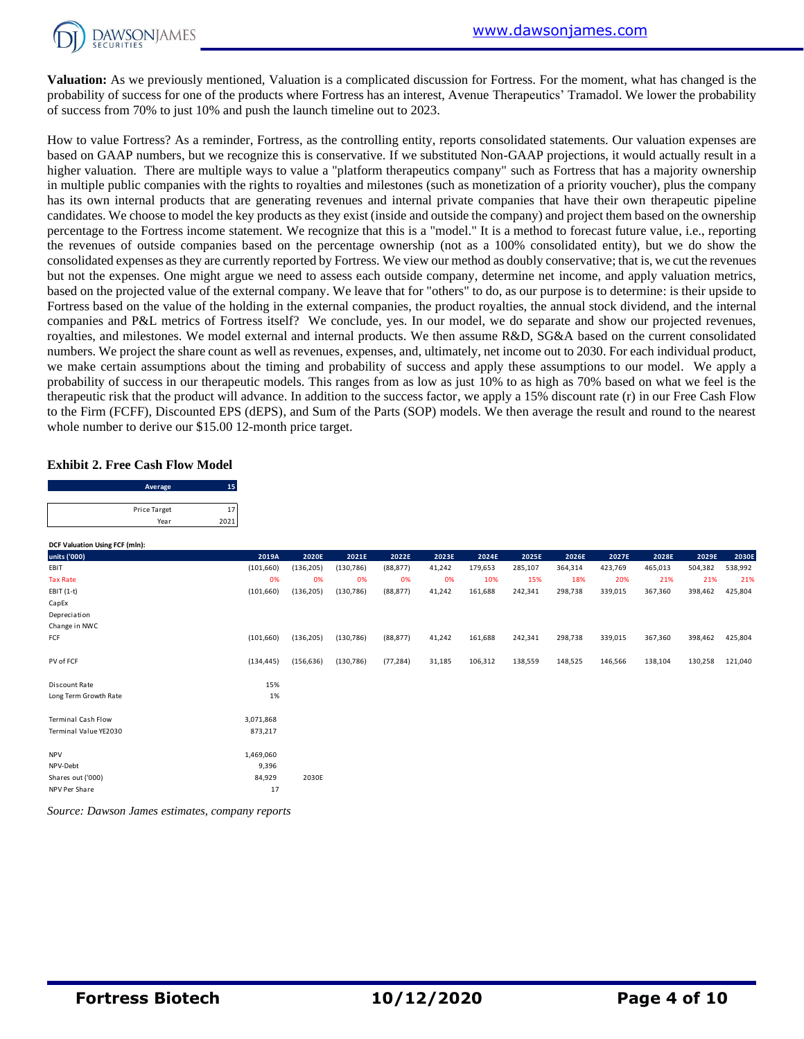**Valuation:** As we previously mentioned, Valuation is a complicated discussion for Fortress. For the moment, what has changed is the probability of success for one of the products where Fortress has an interest, Avenue Therapeutics' Tramadol. We lower the probability of success from 70% to just 10% and push the launch timeline out to 2023.

How to value Fortress? As a reminder, Fortress, as the controlling entity, reports consolidated statements. Our valuation expenses are based on GAAP numbers, but we recognize this is conservative. If we substituted Non-GAAP projections, it would actually result in a higher valuation. There are multiple ways to value a "platform therapeutics company" such as Fortress that has a majority ownership in multiple public companies with the rights to royalties and milestones (such as monetization of a priority voucher), plus the company has its own internal products that are generating revenues and internal private companies that have their own therapeutic pipeline candidates. We choose to model the key products as they exist (inside and outside the company) and project them based on the ownership percentage to the Fortress income statement. We recognize that this is a "model." It is a method to forecast future value, i.e., reporting the revenues of outside companies based on the percentage ownership (not as a 100% consolidated entity), but we do show the consolidated expenses as they are currently reported by Fortress. We view our method as doubly conservative; that is, we cut the revenues but not the expenses. One might argue we need to assess each outside company, determine net income, and apply valuation metrics, based on the projected value of the external company. We leave that for "others" to do, as our purpose is to determine: is their upside to Fortress based on the value of the holding in the external companies, the product royalties, the annual stock dividend, and the internal companies and P&L metrics of Fortress itself? We conclude, yes. In our model, we do separate and show our projected revenues, royalties, and milestones. We model external and internal products. We then assume R&D, SG&A based on the current consolidated numbers. We project the share count as well as revenues, expenses, and, ultimately, net income out to 2030. For each individual product, we make certain assumptions about the timing and probability of success and apply these assumptions to our model. We apply a probability of success in our therapeutic models. This ranges from as low as just 10% to as high as 70% based on what we feel is the therapeutic risk that the product will advance. In addition to the success factor, we apply a 15% discount rate (r) in our Free Cash Flow to the Firm (FCFF), Discounted EPS (dEPS), and Sum of the Parts (SOP) models. We then average the result and round to the nearest whole number to derive our $15.00 12-month price target.

### Exhibit 2. Free Cash Flow Model

| Average | 15 |
|---|---|
| Price Target | 17 |
| Year | 2021 |

**DCF Valuation Using FCF (mln):**

| units ('000) | 2019A | 2020E | 2021E | 2022E | 2023E | 2024E | 2025E | 2026E | 2027E | 2028E | 2029E | 2030E |
|---|---|---|---|---|---|---|---|---|---|---|---|---|
| EBIT | (101,660) | (136,205) | (130,786) | (88,877) | 41,242 | 179,653 | 285,107 | 364,314 | 423,769 | 465,013 | 504,382 | 538,992 |
| Tax Rate | 0% | 0% | 0% | 0% | 0% | 10% | 15% | 18% | 20% | 21% | 21% | 21% |
| EBIT (1-t) | (101,660) | (136,205) | (130,786) | (88,877) | 41,242 | 161,688 | 242,341 | 298,738 | 339,015 | 367,360 | 398,462 | 425,804 |
| CapEx | | | | | | | | | | | | |
| Depreciation | | | | | | | | | | | | |
| Change in NWC | | | | | | | | | | | | |
| FCF | (101,660) | (136,205) | (130,786) | (88,877) | 41,242 | 161,688 | 242,341 | 298,738 | 339,015 | 367,360 | 398,462 | 425,804 |
| | | | | | | | | | | | | |
| PV of FCF | (134,445) | (156,636) | (130,786) | (77,284) | 31,185 | 106,312 | 138,559 | 148,525 | 146,566 | 138,104 | 130,258 | 121,040 |
| | | | | | | | | | | | | |
| Discount Rate | 15% | | | | | | | | | | | |
| Long Term Growth Rate | 1% | | | | | | | | | | | |
| | | | | | | | | | | | | |
| Terminal Cash Flow | 3,071,868 | | | | | | | | | | | |
| Terminal Value YE2030 | 873,217 | | | | | | | | | | | |
| | | | | | | | | | | | | |
| NPV | 1,469,060 | | | | | | | | | | | |
| NPV-Debt | 9,396 | | | | | | | | | | | |
| Shares out ('000) | 84,929 | 2030E | | | | | | | | | | |
| NPV Per Share | 17 | | | | | | | | | | | |

*Source: Dawson James estimates, company reports*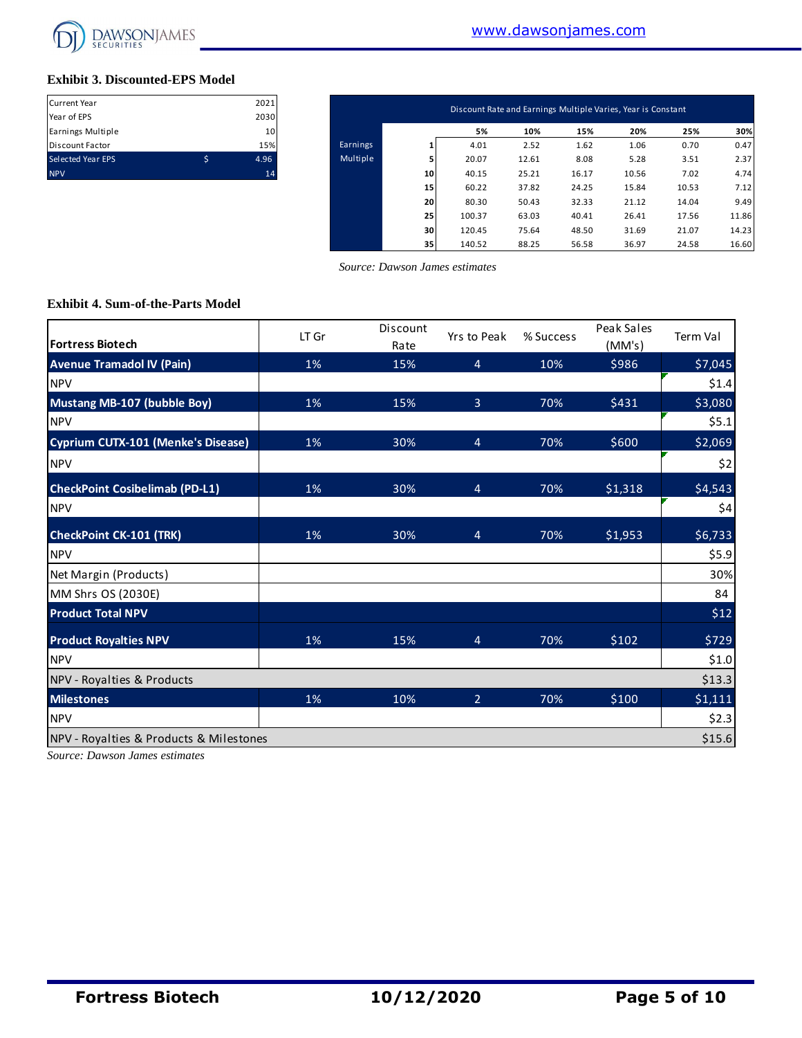**Exhibit 3. Discounted-EPS Model**

| | | |
|---|---|---|
| Current Year | | 2021 |
| Year of EPS | | 2030 |
| Earnings Multiple | | 10 |
| Discount Factor | | 15% |
| Selected Year EPS | $ | 4.96 |
| NPV | | 14 |

| | Discount Rate and Earnings Multiple Varies, Year is Constant | | | | | | |
|---|---|---|---|---|---|---|---|
| | | 5% | 10% | 15% | 20% | 25% | 30% |
| Earnings Multiple | 1 | 4.01 | 2.52 | 1.62 | 1.06 | 0.70 | 0.47 |
| | 5 | 20.07 | 12.61 | 8.08 | 5.28 | 3.51 | 2.37 |
| | 10 | 40.15 | 25.21 | 16.17 | 10.56 | 7.02 | 4.74 |
| | 15 | 60.22 | 37.82 | 24.25 | 15.84 | 10.53 | 7.12 |
| | 20 | 80.30 | 50.43 | 32.33 | 21.12 | 14.04 | 9.49 |
| | 25 | 100.37 | 63.03 | 40.41 | 26.41 | 17.56 | 11.86 |
| | 30 | 120.45 | 75.64 | 48.50 | 31.69 | 21.07 | 14.23 |
| | 35 | 140.52 | 88.25 | 56.58 | 36.97 | 24.58 | 16.60 |

*Source: Dawson James estimates*

**Exhibit 4. Sum-of-the-Parts Model**

| Fortress Biotech | LT Gr | Discount Rate | Yrs to Peak | % Success | Peak Sales (MM's) | Term Val |
|---|---|---|---|---|---|---|
| **Avenue Tramadol IV (Pain)** | 1% | 15% | 4 | 10% | $986 | $7,045 |
| NPV | | | | | | $1.4 |
| **Mustang MB-107 (bubble Boy)** | 1% | 15% | 3 | 70% | $431 | $3,080 |
| NPV | | | | | | $5.1 |
| **Cyprium CUTX-101 (Menke's Disease)** | 1% | 30% | 4 | 70% | $600 | $2,069 |
| NPV | | | | | | $2 |
| **CheckPoint Cosibelimab (PD-L1)** | 1% | 30% | 4 | 70% | $1,318 | $4,543 |
| NPV | | | | | | $4 |
| **CheckPoint CK-101 (TRK)** | 1% | 30% | 4 | 70% | $1,953 | $6,733 |
| NPV | | | | | | $5.9 |
| Net Margin (Products) | | | | | | 30% |
| MM Shrs OS (2030E) | | | | | | 84 |
| **Product Total NPV** | | | | | | $12 |
| **Product Royalties NPV** | 1% | 15% | 4 | 70% | $102 | $729 |
| NPV | | | | | | $1.0 |
| NPV - Royalties & Products | | | | | | $13.3 |
| **Milestones** | 1% | 10% | 2 | 70% | $100 | $1,111 |
| NPV | | | | | | $2.3 |
| NPV - Royalties & Products & Milestones | | | | | | $15.6 |

*Source: Dawson James estimates*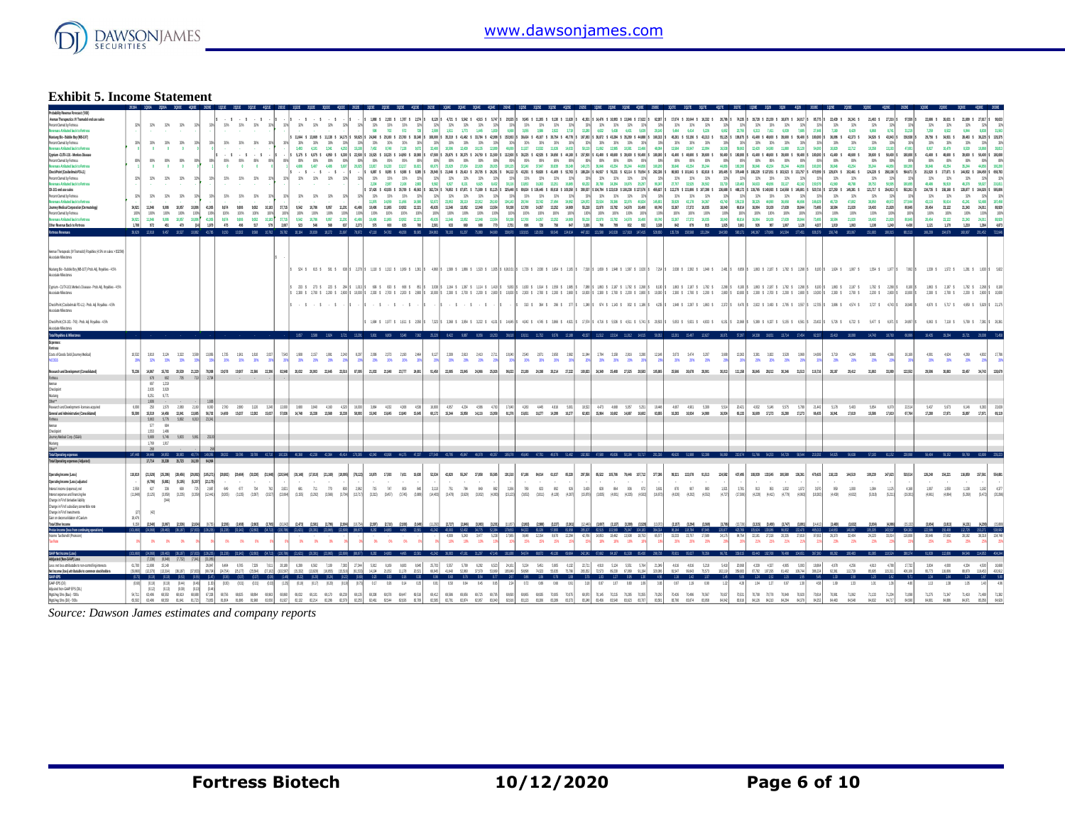## Exhibit 5. Income Statement

Source: Dawson James estimates and company reports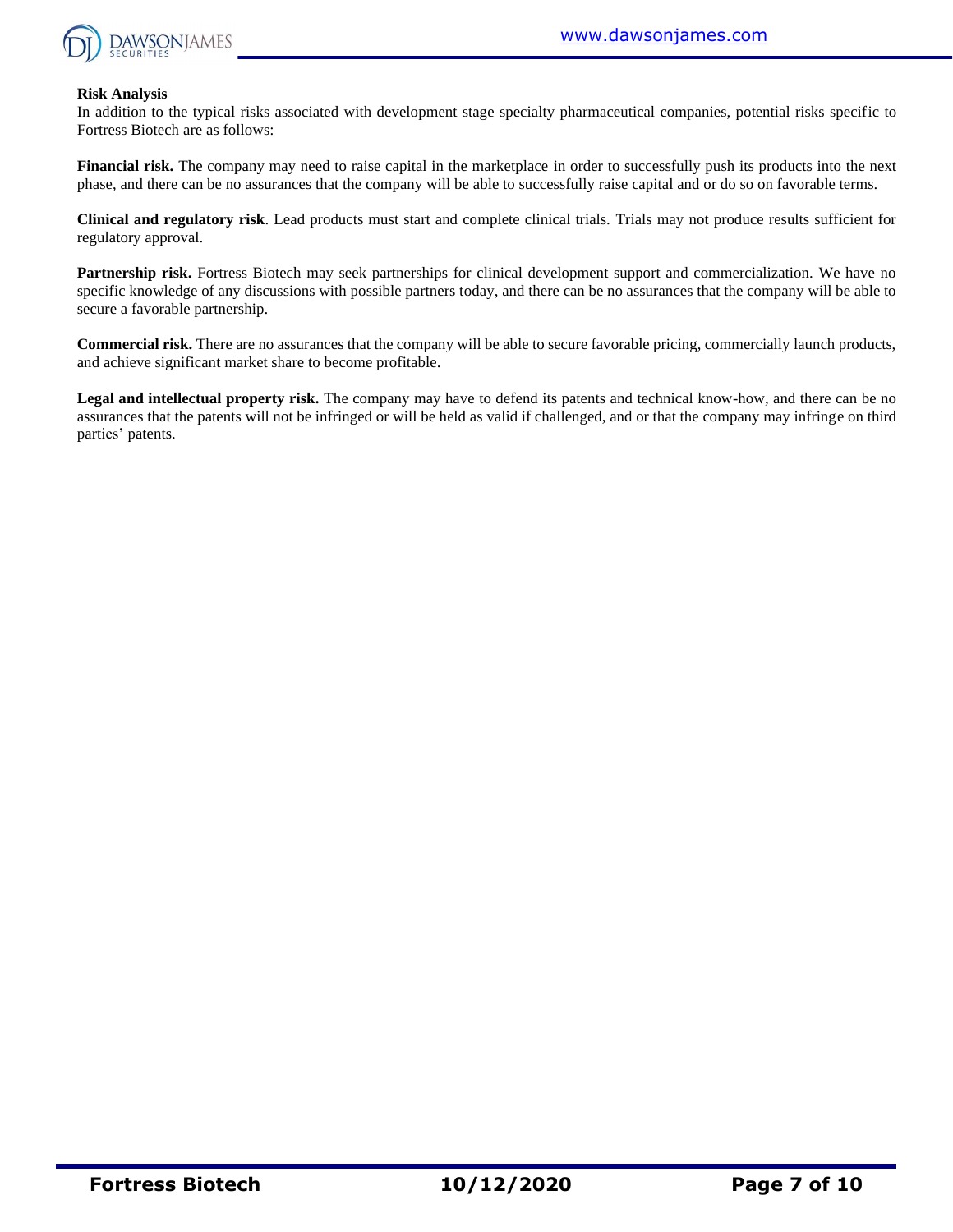**Risk Analysis**

In addition to the typical risks associated with development stage specialty pharmaceutical companies, potential risks specific to Fortress Biotech are as follows:

**Financial risk.** The company may need to raise capital in the marketplace in order to successfully push its products into the next phase, and there can be no assurances that the company will be able to successfully raise capital and or do so on favorable terms.

**Clinical and regulatory risk**. Lead products must start and complete clinical trials. Trials may not produce results sufficient for regulatory approval.

**Partnership risk.** Fortress Biotech may seek partnerships for clinical development support and commercialization. We have no specific knowledge of any discussions with possible partners today, and there can be no assurances that the company will be able to secure a favorable partnership.

**Commercial risk.** There are no assurances that the company will be able to secure favorable pricing, commercially launch products, and achieve significant market share to become profitable.

**Legal and intellectual property risk.** The company may have to defend its patents and technical know-how, and there can be no assurances that the patents will not be infringed or will be held as valid if challenged, and or that the company may infringe on third parties' patents.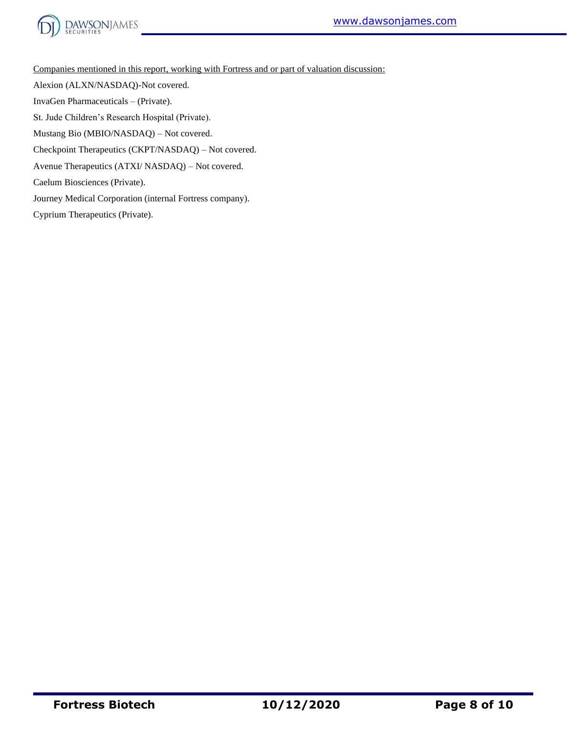<u>Companies mentioned in this report, working with Fortress and or part of valuation discussion:</u>

Alexion (ALXN/NASDAQ)-Not covered.

InvaGen Pharmaceuticals – (Private).

St. Jude Children's Research Hospital (Private).

Mustang Bio (MBIO/NASDAQ) – Not covered.

Checkpoint Therapeutics (CKPT/NASDAQ) – Not covered.

Avenue Therapeutics (ATXI/ NASDAQ) – Not covered.

Caelum Biosciences (Private).

Journey Medical Corporation (internal Fortress company).

Cyprium Therapeutics (Private).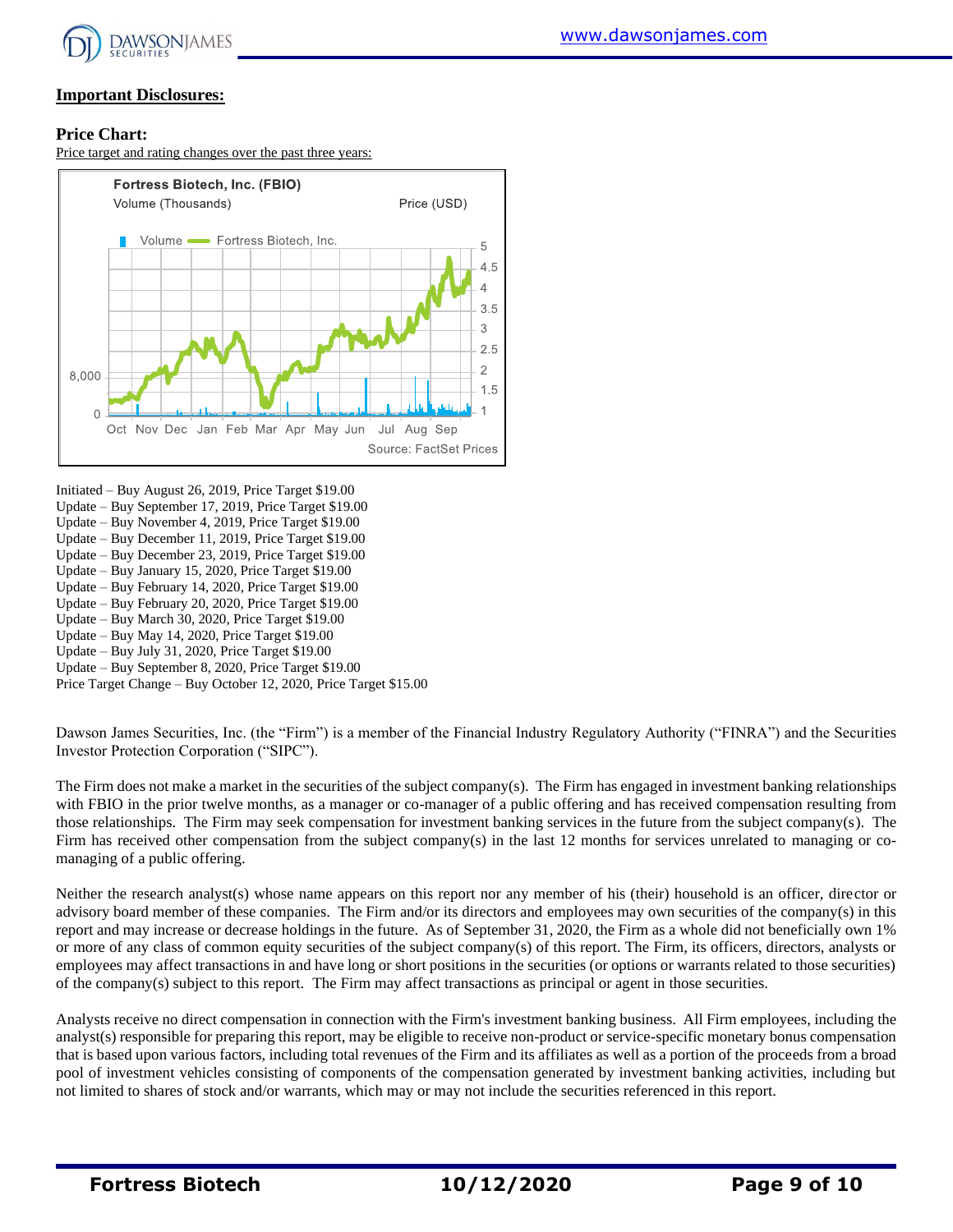## Important Disclosures:

### Price Chart:

Price target and rating changes over the past three years:

Initiated – Buy August 26, 2019, Price Target $19.00
Update – Buy September 17, 2019, Price Target $19.00
Update – Buy November 4, 2019, Price Target $19.00
Update – Buy December 11, 2019, Price Target $19.00
Update – Buy December 23, 2019, Price Target $19.00
Update – Buy January 15, 2020, Price Target $19.00
Update – Buy February 14, 2020, Price Target $19.00
Update – Buy February 20, 2020, Price Target $19.00
Update – Buy March 30, 2020, Price Target $19.00
Update – Buy May 14, 2020, Price Target $19.00
Update – Buy July 31, 2020, Price Target $19.00
Update – Buy September 8, 2020, Price Target $19.00
Price Target Change – Buy October 12, 2020, Price Target $15.00

Dawson James Securities, Inc. (the "Firm") is a member of the Financial Industry Regulatory Authority ("FINRA") and the Securities Investor Protection Corporation ("SIPC").

The Firm does not make a market in the securities of the subject company(s). The Firm has engaged in investment banking relationships with FBIO in the prior twelve months, as a manager or co-manager of a public offering and has received compensation resulting from those relationships. The Firm may seek compensation for investment banking services in the future from the subject company(s). The Firm has received other compensation from the subject company(s) in the last 12 months for services unrelated to managing or co-managing of a public offering.

Neither the research analyst(s) whose name appears on this report nor any member of his (their) household is an officer, director or advisory board member of these companies. The Firm and/or its directors and employees may own securities of the company(s) in this report and may increase or decrease holdings in the future. As of September 31, 2020, the Firm as a whole did not beneficially own 1% or more of any class of common equity securities of the subject company(s) of this report. The Firm, its officers, directors, analysts or employees may affect transactions in and have long or short positions in the securities (or options or warrants related to those securities) of the company(s) subject to this report. The Firm may affect transactions as principal or agent in those securities.

Analysts receive no direct compensation in connection with the Firm's investment banking business. All Firm employees, including the analyst(s) responsible for preparing this report, may be eligible to receive non-product or service-specific monetary bonus compensation that is based upon various factors, including total revenues of the Firm and its affiliates as well as a portion of the proceeds from a broad pool of investment vehicles consisting of components of the compensation generated by investment banking activities, including but not limited to shares of stock and/or warrants, which may or may not include the securities referenced in this report.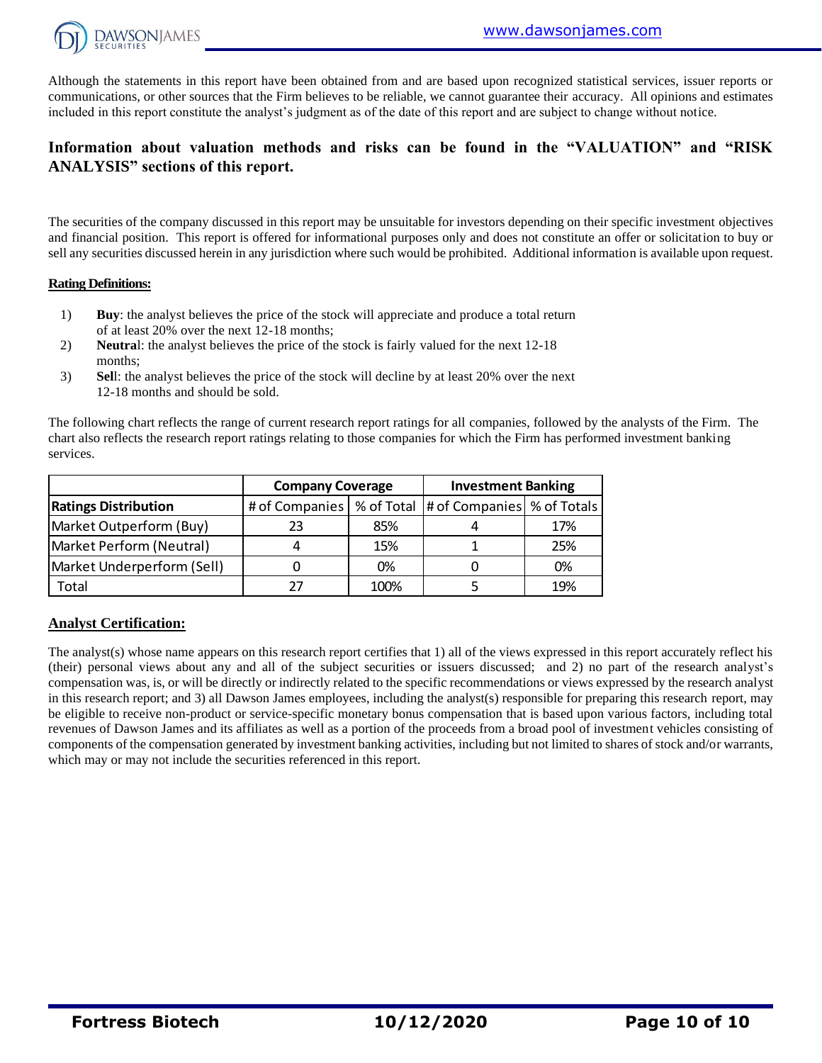Although the statements in this report have been obtained from and are based upon recognized statistical services, issuer reports or communications, or other sources that the Firm believes to be reliable, we cannot guarantee their accuracy. All opinions and estimates included in this report constitute the analyst's judgment as of the date of this report and are subject to change without notice.

**Information about valuation methods and risks can be found in the "VALUATION" and "RISK ANALYSIS" sections of this report.**

The securities of the company discussed in this report may be unsuitable for investors depending on their specific investment objectives and financial position. This report is offered for informational purposes only and does not constitute an offer or solicitation to buy or sell any securities discussed herein in any jurisdiction where such would be prohibited. Additional information is available upon request.

**Rating Definitions:**

1) **Buy**: the analyst believes the price of the stock will appreciate and produce a total return of at least 20% over the next 12-18 months;
2) **Neutral**: the analyst believes the price of the stock is fairly valued for the next 12-18 months;
3) **Sell**: the analyst believes the price of the stock will decline by at least 20% over the next 12-18 months and should be sold.

The following chart reflects the range of current research report ratings for all companies, followed by the analysts of the Firm. The chart also reflects the research report ratings relating to those companies for which the Firm has performed investment banking services.

| | Company Coverage | | Investment Banking | |
|---|---|---|---|---|
| **Ratings Distribution** | # of Companies | % of Total | # of Companies | % of Totals |
| Market Outperform (Buy) | 23 | 85% | 4 | 17% |
| Market Perform (Neutral) | 4 | 15% | 1 | 25% |
| Market Underperform (Sell) | 0 | 0% | 0 | 0% |
| Total | 27 | 100% | 5 | 19% |

**Analyst Certification:**

The analyst(s) whose name appears on this research report certifies that 1) all of the views expressed in this report accurately reflect his (their) personal views about any and all of the subject securities or issuers discussed; and 2) no part of the research analyst's compensation was, is, or will be directly or indirectly related to the specific recommendations or views expressed by the research analyst in this research report; and 3) all Dawson James employees, including the analyst(s) responsible for preparing this research report, may be eligible to receive non-product or service-specific monetary bonus compensation that is based upon various factors, including total revenues of Dawson James and its affiliates as well as a portion of the proceeds from a broad pool of investment vehicles consisting of components of the compensation generated by investment banking activities, including but not limited to shares of stock and/or warrants, which may or may not include the securities referenced in this report.